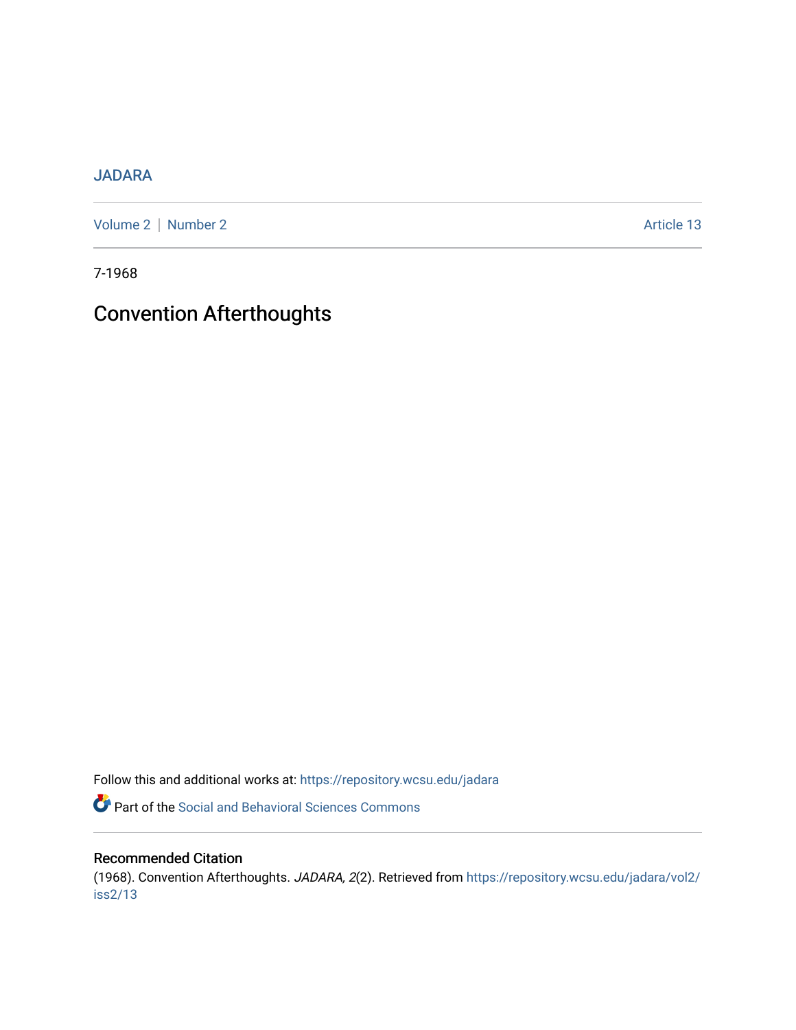JADARA

Volume 2 | Number 2 Article 13

7-1968

# Convention Afterthoughts

Follow this and additional works at: https://repository.wcsu.edu/jadara

Part of the Social and Behavioral Sciences Commons

## Recommended Citation

(1968). Convention Afterthoughts. *JADARA, 2*(2). Retrieved from https://repository.wcsu.edu/jadara/vol2/iss2/13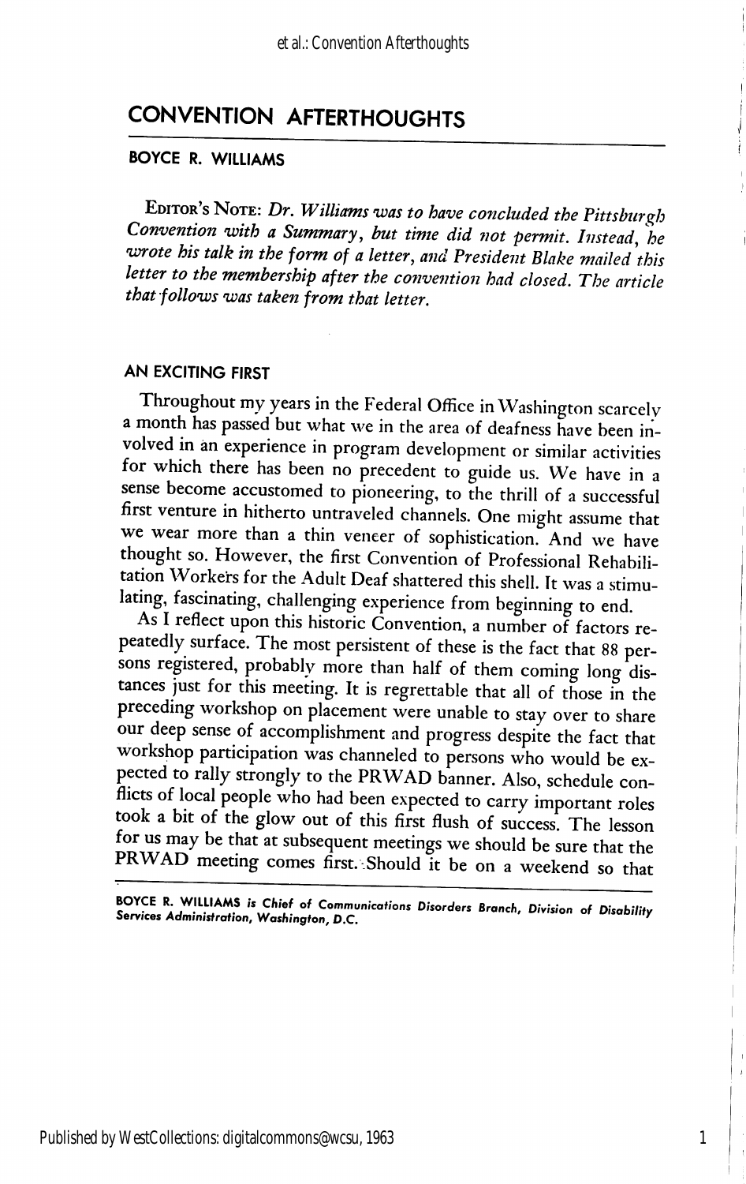# CONVENTION AFTERTHOUGHTS

## BOYCE R. WILLIAMS

EDITOR'S NOTE: *Dr. Williams was to have concluded the Pittsburgh Convention with a Summary, but time did not permit. Instead, he wrote his talk in the form of a letter, and President Blake mailed this letter to the membership after the convention had closed. The article that follows was taken from that letter.*

### AN EXCITING FIRST

Throughout my years in the Federal Office in Washington scarcely a month has passed but what we in the area of deafness have been involved in an experience in program development or similar activities for which there has been no precedent to guide us. We have in a sense become accustomed to pioneering, to the thrill of a successful first venture in hitherto untraveled channels. One might assume that we wear more than a thin veneer of sophistication. And we have thought so. However, the first Convention of Professional Rehabilitation Workers for the Adult Deaf shattered this shell. It was a stimulating, fascinating, challenging experience from beginning to end.

As I reflect upon this historic Convention, a number of factors repeatedly surface. The most persistent of these is the fact that 88 persons registered, probably more than half of them coming long distances just for this meeting. It is regrettable that all of those in the preceding workshop on placement were unable to stay over to share our deep sense of accomplishment and progress despite the fact that workshop participation was channeled to persons who would be expected to rally strongly to the PRWAD banner. Also, schedule conflicts of local people who had been expected to carry important roles took a bit of the glow out of this first flush of success. The lesson for us may be that at subsequent meetings we should be sure that the PRWAD meeting comes first. Should it be on a weekend so that

---

**BOYCE R. WILLIAMS** *is Chief of Communications Disorders Branch, Division of Disability Services Administration, Washington, D.C.*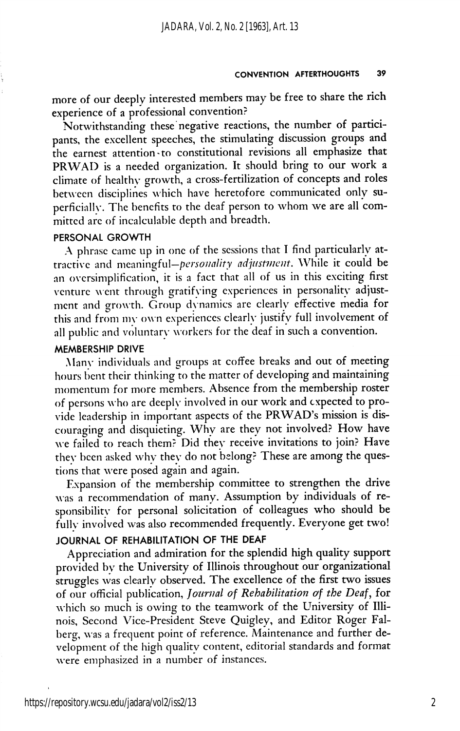more of our deeply interested members may be free to share the rich experience of a professional convention?

Notwithstanding these negative reactions, the number of participants, the excellent speeches, the stimulating discussion groups and the earnest attention to constitutional revisions all emphasize that PRWAD is a needed organization. It should bring to our work a climate of healthy growth, a cross-fertilization of concepts and roles between disciplines which have heretofore communicated only superficially. The benefits to the deaf person to whom we are all committed are of incalculable depth and breadth.

## PERSONAL GROWTH

A phrase came up in one of the sessions that I find particularly attractive and meaningful—*personality adjustment*. While it could be an oversimplification, it is a fact that all of us in this exciting first venture went through gratifying experiences in personality adjustment and growth. Group dynamics are clearly effective media for this and from my own experiences clearly justify full involvement of all public and voluntary workers for the deaf in such a convention.

## MEMBERSHIP DRIVE

Many individuals and groups at coffee breaks and out of meeting hours bent their thinking to the matter of developing and maintaining momentum for more members. Absence from the membership roster of persons who are deeply involved in our work and expected to provide leadership in important aspects of the PRWAD's mission is discouraging and disquieting. Why are they not involved? How have we failed to reach them? Did they receive invitations to join? Have they been asked why they do not belong? These are among the questions that were posed again and again.

Expansion of the membership committee to strengthen the drive was a recommendation of many. Assumption by individuals of responsibility for personal solicitation of colleagues who should be fully involved was also recommended frequently. Everyone get two!

## JOURNAL OF REHABILITATION OF THE DEAF

Appreciation and admiration for the splendid high quality support provided by the University of Illinois throughout our organizational struggles was clearly observed. The excellence of the first two issues of our official publication, *Journal of Rehabilitation of the Deaf*, for which so much is owing to the teamwork of the University of Illinois, Second Vice-President Steve Quigley, and Editor Roger Falberg, was a frequent point of reference. Maintenance and further development of the high quality content, editorial standards and format were emphasized in a number of instances.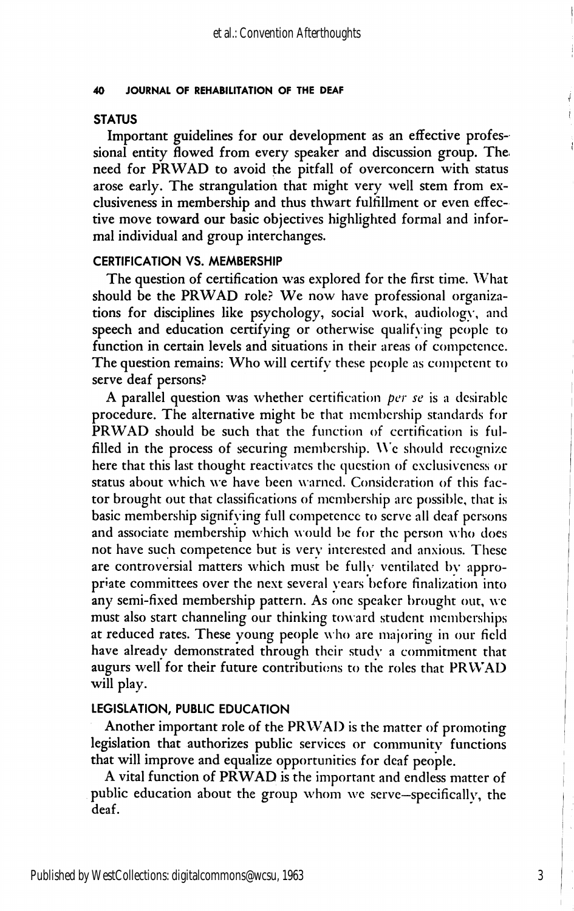### STATUS

Important guidelines for our development as an effective professional entity flowed from every speaker and discussion group. The need for PRWAD to avoid the pitfall of overconcern with status arose early. The strangulation that might very well stem from exclusiveness in membership and thus thwart fulfillment or even effective move toward our basic objectives highlighted formal and informal individual and group interchanges.

### CERTIFICATION VS. MEMBERSHIP

The question of certification was explored for the first time. What should be the PRWAD role? We now have professional organizations for disciplines like psychology, social work, audiology, and speech and education certifying or otherwise qualifying people to function in certain levels and situations in their areas of competence. The question remains: Who will certify these people as competent to serve deaf persons?

A parallel question was whether certification *per se* is a desirable procedure. The alternative might be that membership standards for PRWAD should be such that the function of certification is fulfilled in the process of securing membership. We should recognize here that this last thought reactivates the question of exclusiveness or status about which we have been warned. Consideration of this factor brought out that classifications of membership are possible, that is basic membership signifying full competence to serve all deaf persons and associate membership which would be for the person who does not have such competence but is very interested and anxious. These are controversial matters which must be fully ventilated by appropriate committees over the next several years before finalization into any semi-fixed membership pattern. As one speaker brought out, we must also start channeling our thinking toward student memberships at reduced rates. These young people who are majoring in our field have already demonstrated through their study a commitment that augurs well for their future contributions to the roles that PRWAD will play.

### LEGISLATION, PUBLIC EDUCATION

Another important role of the PRWAD is the matter of promoting legislation that authorizes public services or community functions that will improve and equalize opportunities for deaf people.

A vital function of PRWAD is the important and endless matter of public education about the group whom we serve—specifically, the deaf.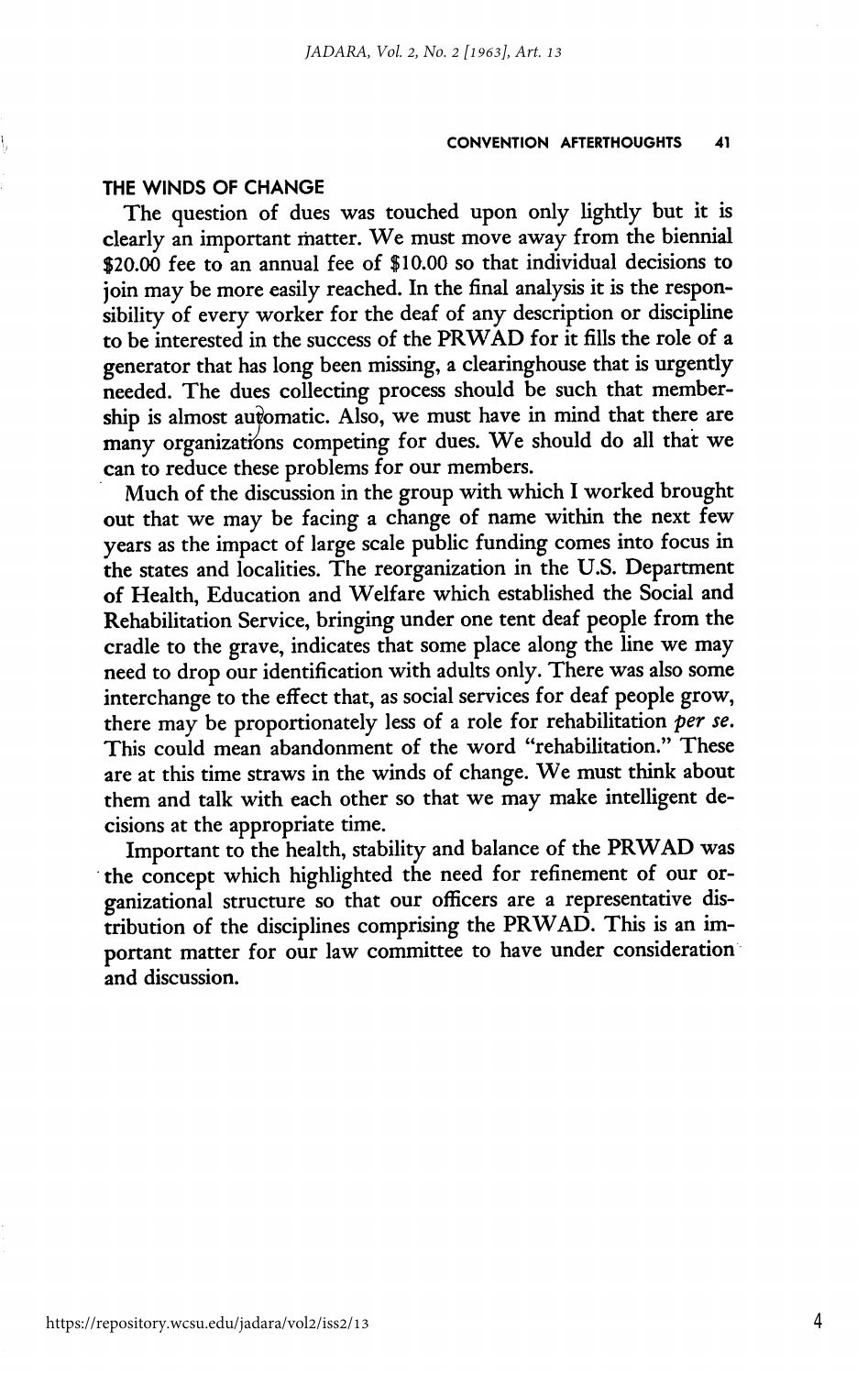## THE WINDS OF CHANGE

The question of dues was touched upon only lightly but it is clearly an important matter. We must move away from the biennial $20.00 fee to an annual fee of $10.00 so that individual decisions to join may be more easily reached. In the final analysis it is the responsibility of every worker for the deaf of any description or discipline to be interested in the success of the PRWAD for it fills the role of a generator that has long been missing, a clearinghouse that is urgently needed. The dues collecting process should be such that membership is almost automatic. Also, we must have in mind that there are many organizations competing for dues. We should do all that we can to reduce these problems for our members.

Much of the discussion in the group with which I worked brought out that we may be facing a change of name within the next few years as the impact of large scale public funding comes into focus in the states and localities. The reorganization in the U.S. Department of Health, Education and Welfare which established the Social and Rehabilitation Service, bringing under one tent deaf people from the cradle to the grave, indicates that some place along the line we may need to drop our identification with adults only. There was also some interchange to the effect that, as social services for deaf people grow, there may be proportionately less of a role for rehabilitation *per se*. This could mean abandonment of the word "rehabilitation." These are at this time straws in the winds of change. We must think about them and talk with each other so that we may make intelligent decisions at the appropriate time.

Important to the health, stability and balance of the PRWAD was the concept which highlighted the need for refinement of our organizational structure so that our officers are a representative distribution of the disciplines comprising the PRWAD. This is an important matter for our law committee to have under consideration and discussion.